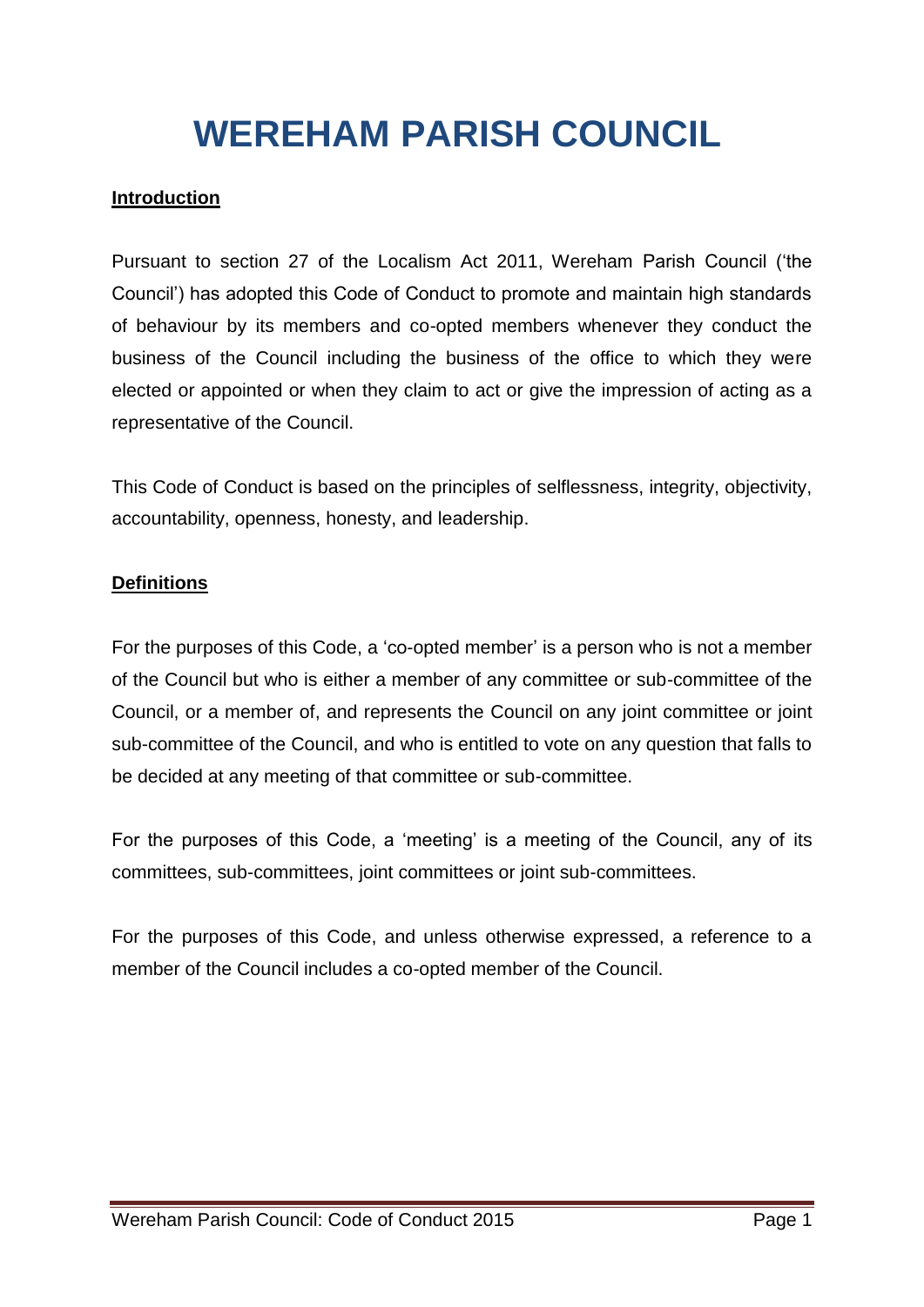# WEREHAM PARISH COUNCIL

**Introduction**

Pursuant to section 27 of the Localism Act 2011, Wereham Parish Council ('the Council') has adopted this Code of Conduct to promote and maintain high standards of behaviour by its members and co-opted members whenever they conduct the business of the Council including the business of the office to which they were elected or appointed or when they claim to act or give the impression of acting as a representative of the Council.

This Code of Conduct is based on the principles of selflessness, integrity, objectivity, accountability, openness, honesty, and leadership.

**Definitions**

For the purposes of this Code, a 'co-opted member' is a person who is not a member of the Council but who is either a member of any committee or sub-committee of the Council, or a member of, and represents the Council on any joint committee or joint sub-committee of the Council, and who is entitled to vote on any question that falls to be decided at any meeting of that committee or sub-committee.

For the purposes of this Code, a 'meeting' is a meeting of the Council, any of its committees, sub-committees, joint committees or joint sub-committees.

For the purposes of this Code, and unless otherwise expressed, a reference to a member of the Council includes a co-opted member of the Council.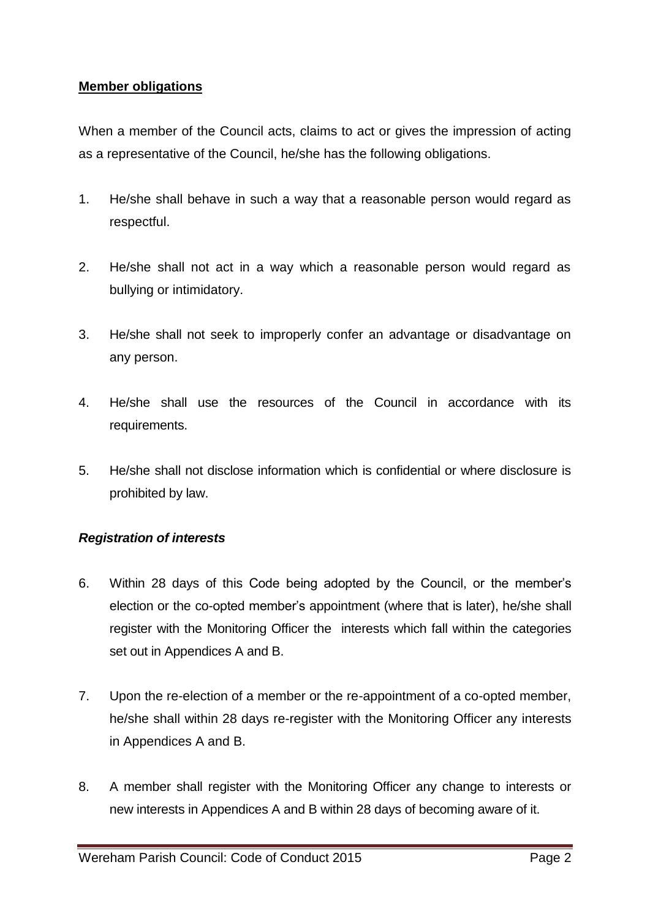**Member obligations**

When a member of the Council acts, claims to act or gives the impression of acting as a representative of the Council, he/she has the following obligations.

1. He/she shall behave in such a way that a reasonable person would regard as respectful.

2. He/she shall not act in a way which a reasonable person would regard as bullying or intimidatory.

3. He/she shall not seek to improperly confer an advantage or disadvantage on any person.

4. He/she shall use the resources of the Council in accordance with its requirements.

5. He/she shall not disclose information which is confidential or where disclosure is prohibited by law.

***Registration of interests***

6. Within 28 days of this Code being adopted by the Council, or the member's election or the co-opted member's appointment (where that is later), he/she shall register with the Monitoring Officer the interests which fall within the categories set out in Appendices A and B.

7. Upon the re-election of a member or the re-appointment of a co-opted member, he/she shall within 28 days re-register with the Monitoring Officer any interests in Appendices A and B.

8. A member shall register with the Monitoring Officer any change to interests or new interests in Appendices A and B within 28 days of becoming aware of it.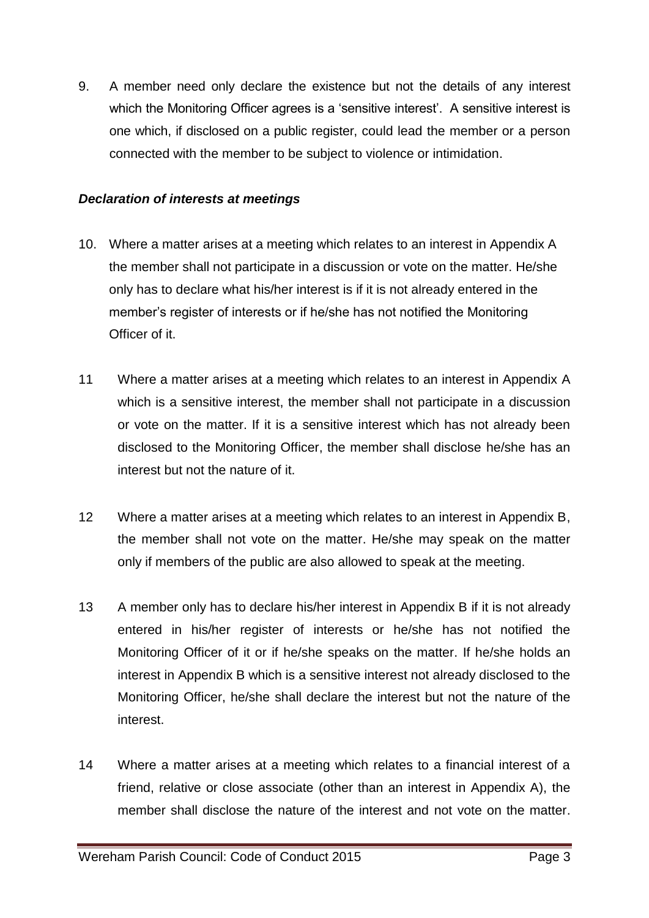9. A member need only declare the existence but not the details of any interest which the Monitoring Officer agrees is a 'sensitive interest'. A sensitive interest is one which, if disclosed on a public register, could lead the member or a person connected with the member to be subject to violence or intimidation.

***Declaration of interests at meetings***

10. Where a matter arises at a meeting which relates to an interest in Appendix A the member shall not participate in a discussion or vote on the matter. He/she only has to declare what his/her interest is if it is not already entered in the member's register of interests or if he/she has not notified the Monitoring Officer of it.

11 Where a matter arises at a meeting which relates to an interest in Appendix A which is a sensitive interest, the member shall not participate in a discussion or vote on the matter. If it is a sensitive interest which has not already been disclosed to the Monitoring Officer, the member shall disclose he/she has an interest but not the nature of it.

12 Where a matter arises at a meeting which relates to an interest in Appendix B, the member shall not vote on the matter. He/she may speak on the matter only if members of the public are also allowed to speak at the meeting.

13 A member only has to declare his/her interest in Appendix B if it is not already entered in his/her register of interests or he/she has not notified the Monitoring Officer of it or if he/she speaks on the matter. If he/she holds an interest in Appendix B which is a sensitive interest not already disclosed to the Monitoring Officer, he/she shall declare the interest but not the nature of the interest.

14 Where a matter arises at a meeting which relates to a financial interest of a friend, relative or close associate (other than an interest in Appendix A), the member shall disclose the nature of the interest and not vote on the matter.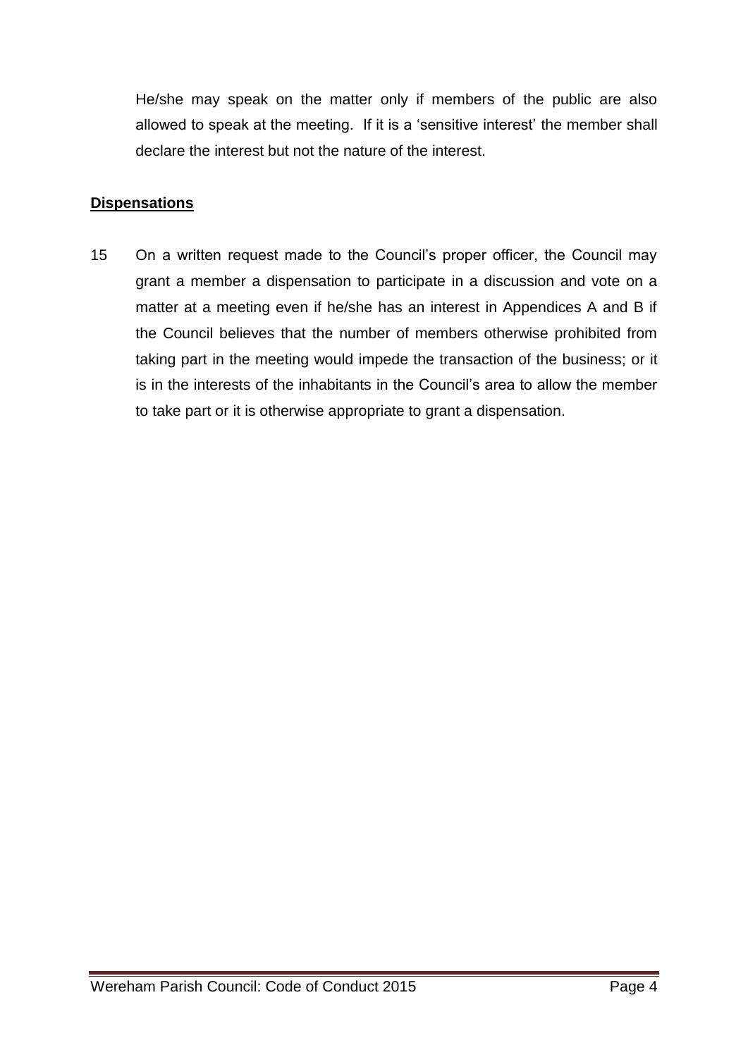He/she may speak on the matter only if members of the public are also allowed to speak at the meeting. If it is a 'sensitive interest' the member shall declare the interest but not the nature of the interest.

**Dispensations**

15 On a written request made to the Council's proper officer, the Council may grant a member a dispensation to participate in a discussion and vote on a matter at a meeting even if he/she has an interest in Appendices A and B if the Council believes that the number of members otherwise prohibited from taking part in the meeting would impede the transaction of the business; or it is in the interests of the inhabitants in the Council's area to allow the member to take part or it is otherwise appropriate to grant a dispensation.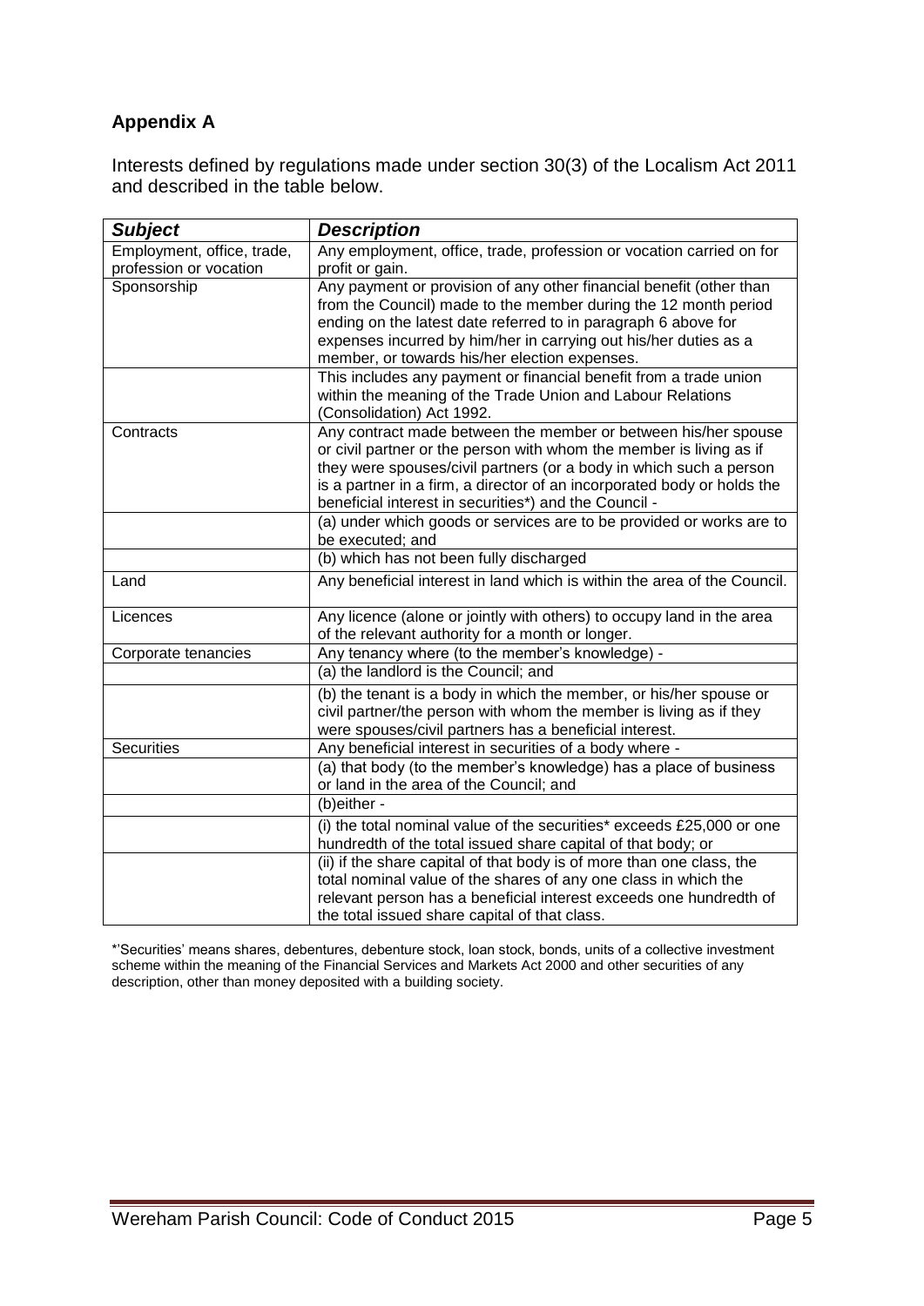## Appendix A

Interests defined by regulations made under section 30(3) of the Localism Act 2011 and described in the table below.

| ***Subject*** | ***Description*** |
|---|---|
| Employment, office, trade, profession or vocation | Any employment, office, trade, profession or vocation carried on for profit or gain. |
| Sponsorship | Any payment or provision of any other financial benefit (other than from the Council) made to the member during the 12 month period ending on the latest date referred to in paragraph 6 above for expenses incurred by him/her in carrying out his/her duties as a member, or towards his/her election expenses. |
| | This includes any payment or financial benefit from a trade union within the meaning of the Trade Union and Labour Relations (Consolidation) Act 1992. |
| Contracts | Any contract made between the member or between his/her spouse or civil partner or the person with whom the member is living as if they were spouses/civil partners (or a body in which such a person is a partner in a firm, a director of an incorporated body or holds the beneficial interest in securities*) and the Council - |
| | (a) under which goods or services are to be provided or works are to be executed; and |
| | (b) which has not been fully discharged |
| Land | Any beneficial interest in land which is within the area of the Council. |
| Licences | Any licence (alone or jointly with others) to occupy land in the area of the relevant authority for a month or longer. |
| Corporate tenancies | Any tenancy where (to the member's knowledge) - |
| | (a) the landlord is the Council; and |
| | (b) the tenant is a body in which the member, or his/her spouse or civil partner/the person with whom the member is living as if they were spouses/civil partners has a beneficial interest. |
| Securities | Any beneficial interest in securities of a body where - |
| | (a) that body (to the member's knowledge) has a place of business or land in the area of the Council; and |
| | (b)either - |
| | (i) the total nominal value of the securities* exceeds £25,000 or one hundredth of the total issued share capital of that body; or |
| | (ii) if the share capital of that body is of more than one class, the total nominal value of the shares of any one class in which the relevant person has a beneficial interest exceeds one hundredth of the total issued share capital of that class. |

*'Securities' means shares, debentures, debenture stock, loan stock, bonds, units of a collective investment scheme within the meaning of the Financial Services and Markets Act 2000 and other securities of any description, other than money deposited with a building society.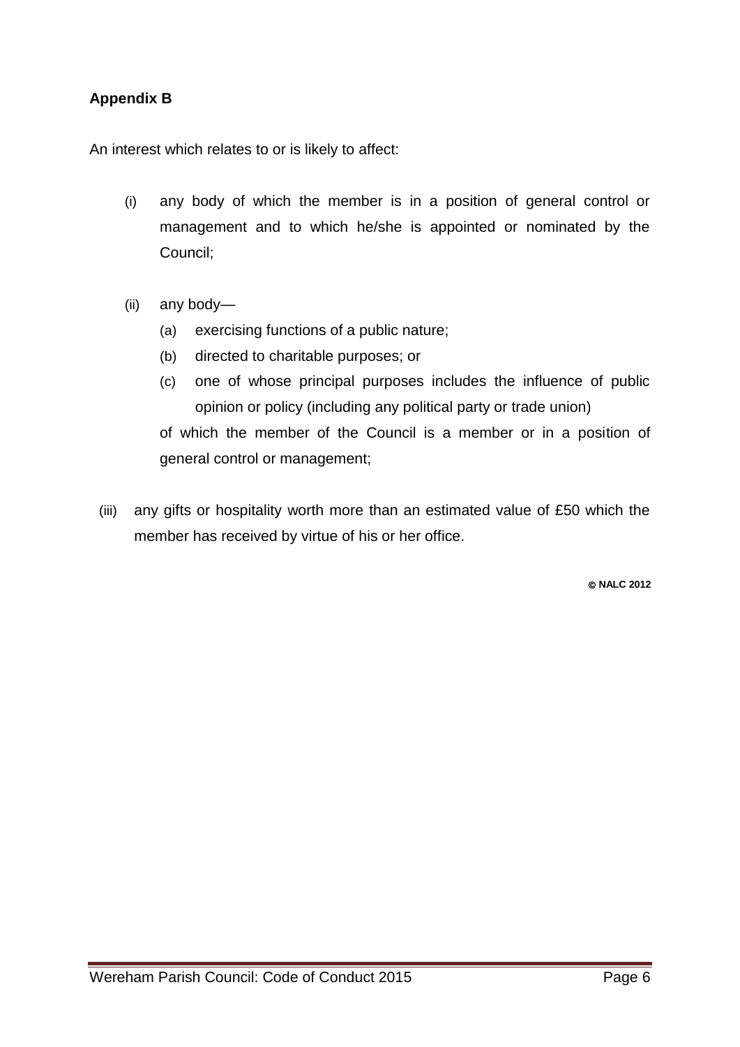**Appendix B**

An interest which relates to or is likely to affect:

(i) any body of which the member is in a position of general control or management and to which he/she is appointed or nominated by the Council;

(ii) any body—
   (a) exercising functions of a public nature;
   (b) directed to charitable purposes; or
   (c) one of whose principal purposes includes the influence of public opinion or policy (including any political party or trade union)

   of which the member of the Council is a member or in a position of general control or management;

(iii) any gifts or hospitality worth more than an estimated value of £50 which the member has received by virtue of his or her office.

© NALC 2012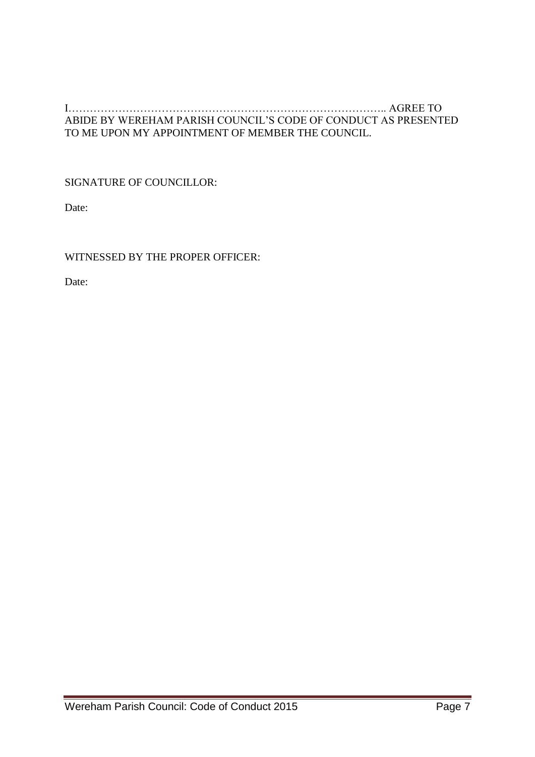I………………………………………………………………………….. AGREE TO ABIDE BY WEREHAM PARISH COUNCIL'S CODE OF CONDUCT AS PRESENTED TO ME UPON MY APPOINTMENT OF MEMBER THE COUNCIL.

SIGNATURE OF COUNCILLOR:

Date:

WITNESSED BY THE PROPER OFFICER:

Date: